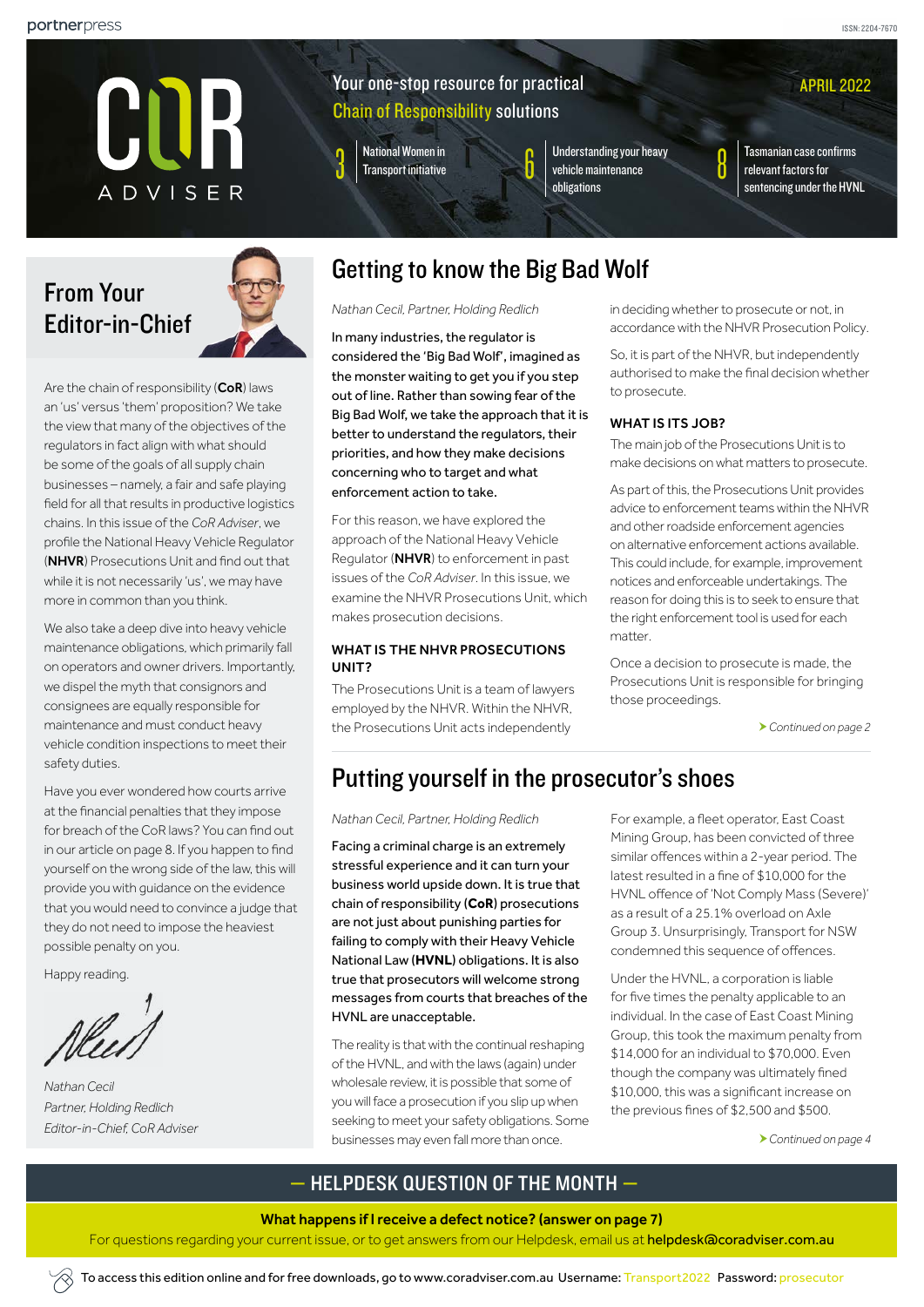portnerpress

ISSN: 2204-7670

# CoR ADVISER

Your one-stop resource for practical Chain of Responsibility solutions

APRIL 2022

3 National Women in Transport initiative

6 Understanding your heavy vehicle maintenance obligations

8 Tasmanian case confirms relevant factors for sentencing under the HVNL

## From Your Editor-in-Chief

Are the chain of responsibility (**CoR**) laws an 'us' versus 'them' proposition? We take the view that many of the objectives of the regulators in fact align with what should be some of the goals of all supply chain businesses – namely, a fair and safe playing field for all that results in productive logistics chains. In this issue of the *CoR Adviser*, we profile the National Heavy Vehicle Regulator (**NHVR**) Prosecutions Unit and find out that while it is not necessarily 'us', we may have more in common than you think.

We also take a deep dive into heavy vehicle maintenance obligations, which primarily fall on operators and owner drivers. Importantly, we dispel the myth that consignors and consignees are equally responsible for maintenance and must conduct heavy vehicle condition inspections to meet their safety duties.

Have you ever wondered how courts arrive at the financial penalties that they impose for breach of the CoR laws? You can find out in our article on page 8. If you happen to find yourself on the wrong side of the law, this will provide you with guidance on the evidence that you would need to convince a judge that they do not need to impose the heaviest possible penalty on you.

Happy reading.

*Nathan Cecil*
*Partner, Holding Redlich*
*Editor-in-Chief, CoR Adviser*

## Getting to know the Big Bad Wolf

*Nathan Cecil, Partner, Holding Redlich*

In many industries, the regulator is considered the 'Big Bad Wolf', imagined as the monster waiting to get you if you step out of line. Rather than sowing fear of the Big Bad Wolf, we take the approach that it is better to understand the regulators, their priorities, and how they make decisions concerning who to target and what enforcement action to take.

For this reason, we have explored the approach of the National Heavy Vehicle Regulator (**NHVR**) to enforcement in past issues of the *CoR Adviser*. In this issue, we examine the NHVR Prosecutions Unit, which makes prosecution decisions.

### WHAT IS THE NHVR PROSECUTIONS UNIT?

The Prosecutions Unit is a team of lawyers employed by the NHVR. Within the NHVR, the Prosecutions Unit acts independently in deciding whether to prosecute or not, in accordance with the NHVR Prosecution Policy.

So, it is part of the NHVR, but independently authorised to make the final decision whether to prosecute.

### WHAT IS ITS JOB?

The main job of the Prosecutions Unit is to make decisions on what matters to prosecute.

As part of this, the Prosecutions Unit provides advice to enforcement teams within the NHVR and other roadside enforcement agencies on alternative enforcement actions available. This could include, for example, improvement notices and enforceable undertakings. The reason for doing this is to seek to ensure that the right enforcement tool is used for each matter.

Once a decision to prosecute is made, the Prosecutions Unit is responsible for bringing those proceedings.

*Continued on page 2*

## Putting yourself in the prosecutor's shoes

*Nathan Cecil, Partner, Holding Redlich*

Facing a criminal charge is an extremely stressful experience and it can turn your business world upside down. It is true that chain of responsibility (**CoR**) prosecutions are not just about punishing parties for failing to comply with their Heavy Vehicle National Law (**HVNL**) obligations. It is also true that prosecutors will welcome strong messages from courts that breaches of the HVNL are unacceptable.

The reality is that with the continual reshaping of the HVNL, and with the laws (again) under wholesale review, it is possible that some of you will face a prosecution if you slip up when seeking to meet your safety obligations. Some businesses may even fall more than once.

For example, a fleet operator, East Coast Mining Group, has been convicted of three similar offences within a 2-year period. The latest resulted in a fine of $10,000 for the HVNL offence of 'Not Comply Mass (Severe)' as a result of a 25.1% overload on Axle Group 3. Unsurprisingly, Transport for NSW condemned this sequence of offences.

Under the HVNL, a corporation is liable for five times the penalty applicable to an individual. In the case of East Coast Mining Group, this took the maximum penalty from $14,000 for an individual to $70,000. Even though the company was ultimately fined $10,000, this was a significant increase on the previous fines of $2,500 and $500.

*Continued on page 4*

## — HELPDESK QUESTION OF THE MONTH —

**What happens if I receive a defect notice? (answer on page 7)**

For questions regarding your current issue, or to get answers from our Helpdesk, email us at **helpdesk@coradviser.com.au**

To access this edition online and for free downloads, go to www.coradviser.com.au Username: Transport2022 Password: prosecutor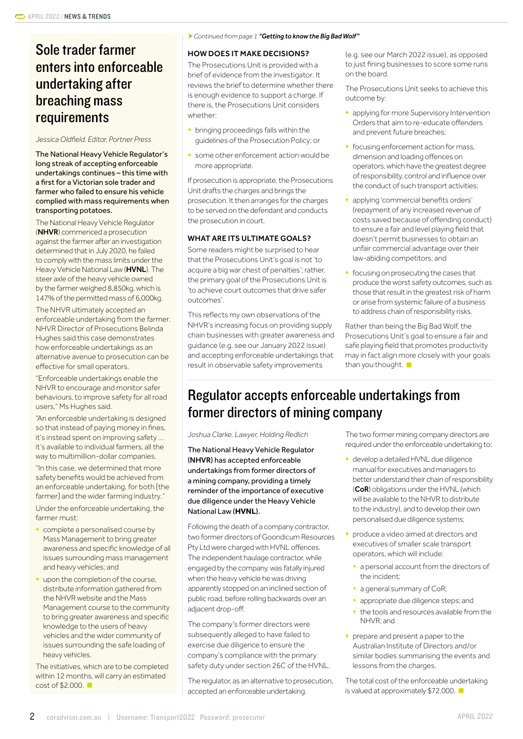# Sole trader farmer enters into enforceable undertaking after breaching mass requirements

*Jessica Oldfield, Editor, Portner Press*

**The National Heavy Vehicle Regulator's long streak of accepting enforceable undertakings continues – this time with a first for a Victorian sole trader and farmer who failed to ensure his vehicle complied with mass requirements when transporting potatoes.**

The National Heavy Vehicle Regulator (**NHVR**) commenced a prosecution against the farmer after an investigation determined that in July 2020, he failed to comply with the mass limits under the Heavy Vehicle National Law (**HVNL**). The steer axle of the heavy vehicle owned by the farmer weighed 8,850kg, which is 147% of the permitted mass of 6,000kg.

The NHVR ultimately accepted an enforceable undertaking from the farmer. NHVR Director of Prosecutions Belinda Hughes said this case demonstrates how enforceable undertakings as an alternative avenue to prosecution can be effective for small operators.

"Enforceable undertakings enable the NHVR to encourage and monitor safer behaviours, to improve safety for all road users," Ms Hughes said.

"An enforceable undertaking is designed so that instead of paying money in fines, it's instead spent on improving safety ... it's available to individual farmers, all the way to multimillion-dollar companies.

"In this case, we determined that more safety benefits would be achieved from an enforceable undertaking, for both [the farmer] and the wider farming industry."

Under the enforceable undertaking, the farmer must:

- complete a personalised course by Mass Management to bring greater awareness and specific knowledge of all issues surrounding mass management and heavy vehicles; and
- upon the completion of the course, distribute information gathered from the NHVR website and the Mass Management course to the community to bring greater awareness and specific knowledge to the users of heavy vehicles and the wider community of issues surrounding the safe loading of heavy vehicles.

The initiatives, which are to be completed within 12 months, will carry an estimated cost of $2,000.

*Continued from page 1* ***"Getting to know the Big Bad Wolf"***

### HOW DOES IT MAKE DECISIONS?

The Prosecutions Unit is provided with a brief of evidence from the investigator. It reviews the brief to determine whether there is enough evidence to support a charge. If there is, the Prosecutions Unit considers whether:

- bringing proceedings falls within the guidelines of the Prosecution Policy; or
- some other enforcement action would be more appropriate.

If prosecution is appropriate, the Prosecutions Unit drafts the charges and brings the prosecution. It then arranges for the charges to be served on the defendant and conducts the prosecution in court.

### WHAT ARE ITS ULTIMATE GOALS?

Some readers might be surprised to hear that the Prosecutions Unit's goal is not 'to acquire a big war chest of penalties'; rather, the primary goal of the Prosecutions Unit is 'to achieve court outcomes that drive safer outcomes'.

This reflects my own observations of the NHVR's increasing focus on providing supply chain businesses with greater awareness and guidance (e.g. see our January 2022 issue) and accepting enforceable undertakings that result in observable safety improvements (e.g. see our March 2022 issue), as opposed to just fining businesses to score some runs on the board.

The Prosecutions Unit seeks to achieve this outcome by:

- applying for more Supervisory Intervention Orders that aim to re-educate offenders and prevent future breaches;
- focusing enforcement action for mass, dimension and loading offences on operators, which have the greatest degree of responsibility, control and influence over the conduct of such transport activities;
- applying 'commercial benefits orders' (repayment of any increased revenue of costs saved because of offending conduct) to ensure a fair and level playing field that doesn't permit businesses to obtain an unfair commercial advantage over their law-abiding competitors; and
- focusing on prosecuting the cases that produce the worst safety outcomes, such as those that result in the greatest risk of harm or arise from systemic failure of a business to address chain of responsibility risks.

Rather than being the Big Bad Wolf, the Prosecutions Unit's goal to ensure a fair and safe playing field that promotes productivity may in fact align more closely with your goals than you thought.

# Regulator accepts enforceable undertakings from former directors of mining company

*Joshua Clarke, Lawyer, Holding Redlich*

**The National Heavy Vehicle Regulator (NHVR) has accepted enforceable undertakings from former directors of a mining company, providing a timely reminder of the importance of executive due diligence under the Heavy Vehicle National Law (HVNL).**

Following the death of a company contractor, two former directors of Goondicum Resources Pty Ltd were charged with HVNL offences. The independent haulage contractor, while engaged by the company, was fatally injured when the heavy vehicle he was driving apparently stopped on an inclined section of public road, before rolling backwards over an adjacent drop-off.

The company's former directors were subsequently alleged to have failed to exercise due diligence to ensure the company's compliance with the primary safety duty under section 26C of the HVNL.

The regulator, as an alternative to prosecution, accepted an enforceable undertaking.

The two former mining company directors are required under the enforceable undertaking to:

- develop a detailed HVNL due diligence manual for executives and managers to better understand their chain of responsibility (**CoR**) obligations under the HVNL (which will be available to the NHVR to distribute to the industry), and to develop their own personalised due diligence systems;
- produce a video aimed at directors and executives of smaller scale transport operators, which will include:
  - a personal account from the directors of the incident;
  - a general summary of CoR;
  - appropriate due diligence steps; and
  - the tools and resources available from the NHVR; and
- prepare and present a paper to the Australian Institute of Directors and/or similar bodies summarising the events and lessons from the charges.

The total cost of the enforceable undertaking is valued at approximately $72,000.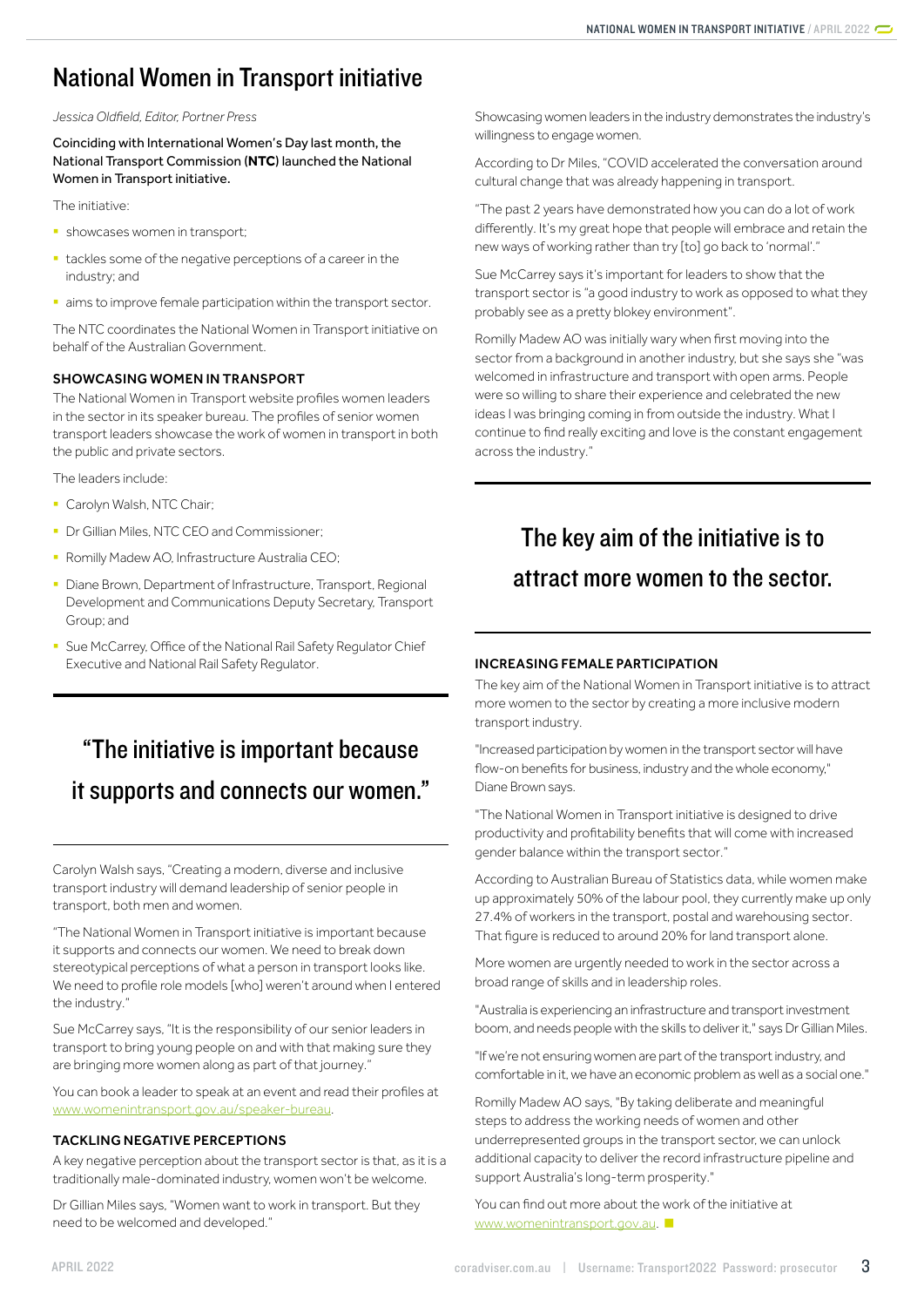# National Women in Transport initiative

*Jessica Oldfield, Editor, Portner Press*

Coinciding with International Women's Day last month, the National Transport Commission (**NTC**) launched the National Women in Transport initiative.

The initiative:

- showcases women in transport;
- tackles some of the negative perceptions of a career in the industry; and
- aims to improve female participation within the transport sector.

The NTC coordinates the National Women in Transport initiative on behalf of the Australian Government.

### SHOWCASING WOMEN IN TRANSPORT

The National Women in Transport website profiles women leaders in the sector in its speaker bureau. The profiles of senior women transport leaders showcase the work of women in transport in both the public and private sectors.

The leaders include:

- Carolyn Walsh, NTC Chair;
- Dr Gillian Miles, NTC CEO and Commissioner;
- Romilly Madew AO, Infrastructure Australia CEO;
- Diane Brown, Department of Infrastructure, Transport, Regional Development and Communications Deputy Secretary, Transport Group; and
- Sue McCarrey, Office of the National Rail Safety Regulator Chief Executive and National Rail Safety Regulator.

> "The initiative is important because it supports and connects our women."

Carolyn Walsh says, "Creating a modern, diverse and inclusive transport industry will demand leadership of senior people in transport, both men and women.

"The National Women in Transport initiative is important because it supports and connects our women. We need to break down stereotypical perceptions of what a person in transport looks like. We need to profile role models [who] weren't around when I entered the industry."

Sue McCarrey says, "It is the responsibility of our senior leaders in transport to bring young people on and with that making sure they are bringing more women along as part of that journey."

You can book a leader to speak at an event and read their profiles at www.womenintransport.gov.au/speaker-bureau.

### TACKLING NEGATIVE PERCEPTIONS

A key negative perception about the transport sector is that, as it is a traditionally male-dominated industry, women won't be welcome.

Dr Gillian Miles says, "Women want to work in transport. But they need to be welcomed and developed."

Showcasing women leaders in the industry demonstrates the industry's willingness to engage women.

According to Dr Miles, "COVID accelerated the conversation around cultural change that was already happening in transport.

"The past 2 years have demonstrated how you can do a lot of work differently. It's my great hope that people will embrace and retain the new ways of working rather than try [to] go back to 'normal'."

Sue McCarrey says it's important for leaders to show that the transport sector is "a good industry to work as opposed to what they probably see as a pretty blokey environment".

Romilly Madew AO was initially wary when first moving into the sector from a background in another industry, but she says she "was welcomed in infrastructure and transport with open arms. People were so willing to share their experience and celebrated the new ideas I was bringing coming in from outside the industry. What I continue to find really exciting and love is the constant engagement across the industry."

> The key aim of the initiative is to attract more women to the sector.

### INCREASING FEMALE PARTICIPATION

The key aim of the National Women in Transport initiative is to attract more women to the sector by creating a more inclusive modern transport industry.

"Increased participation by women in the transport sector will have flow-on benefits for business, industry and the whole economy," Diane Brown says.

"The National Women in Transport initiative is designed to drive productivity and profitability benefits that will come with increased gender balance within the transport sector."

According to Australian Bureau of Statistics data, while women make up approximately 50% of the labour pool, they currently make up only 27.4% of workers in the transport, postal and warehousing sector. That figure is reduced to around 20% for land transport alone.

More women are urgently needed to work in the sector across a broad range of skills and in leadership roles.

"Australia is experiencing an infrastructure and transport investment boom, and needs people with the skills to deliver it," says Dr Gillian Miles.

"If we're not ensuring women are part of the transport industry, and comfortable in it, we have an economic problem as well as a social one."

Romilly Madew AO says, "By taking deliberate and meaningful steps to address the working needs of women and other underrepresented groups in the transport sector, we can unlock additional capacity to deliver the record infrastructure pipeline and support Australia's long-term prosperity."

You can find out more about the work of the initiative at www.womenintransport.gov.au.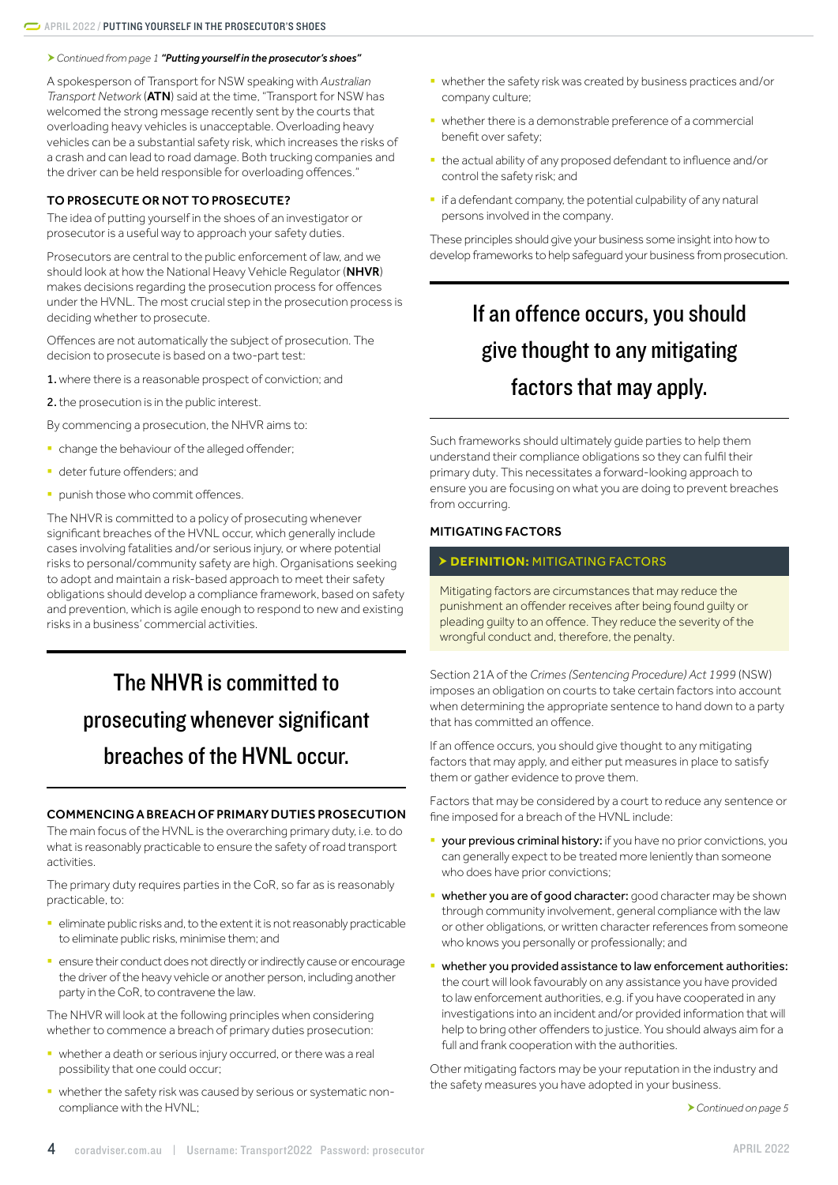*Continued from page 1 "Putting yourself in the prosecutor's shoes"*

A spokesperson of Transport for NSW speaking with *Australian Transport Network* (**ATN**) said at the time, "Transport for NSW has welcomed the strong message recently sent by the courts that overloading heavy vehicles is unacceptable. Overloading heavy vehicles can be a substantial safety risk, which increases the risks of a crash and can lead to road damage. Both trucking companies and the driver can be held responsible for overloading offences."

### TO PROSECUTE OR NOT TO PROSECUTE?

The idea of putting yourself in the shoes of an investigator or prosecutor is a useful way to approach your safety duties.

Prosecutors are central to the public enforcement of law, and we should look at how the National Heavy Vehicle Regulator (**NHVR**) makes decisions regarding the prosecution process for offences under the HVNL. The most crucial step in the prosecution process is deciding whether to prosecute.

Offences are not automatically the subject of prosecution. The decision to prosecute is based on a two-part test:

1. where there is a reasonable prospect of conviction; and
2. the prosecution is in the public interest.

By commencing a prosecution, the NHVR aims to:

- change the behaviour of the alleged offender;
- deter future offenders; and
- punish those who commit offences.

The NHVR is committed to a policy of prosecuting whenever significant breaches of the HVNL occur, which generally include cases involving fatalities and/or serious injury, or where potential risks to personal/community safety are high. Organisations seeking to adopt and maintain a risk-based approach to meet their safety obligations should develop a compliance framework, based on safety and prevention, which is agile enough to respond to new and existing risks in a business' commercial activities.

> The NHVR is committed to prosecuting whenever significant breaches of the HVNL occur.

### COMMENCING A BREACH OF PRIMARY DUTIES PROSECUTION

The main focus of the HVNL is the overarching primary duty, i.e. to do what is reasonably practicable to ensure the safety of road transport activities.

The primary duty requires parties in the CoR, so far as is reasonably practicable, to:

- eliminate public risks and, to the extent it is not reasonably practicable to eliminate public risks, minimise them; and
- ensure their conduct does not directly or indirectly cause or encourage the driver of the heavy vehicle or another person, including another party in the CoR, to contravene the law.

The NHVR will look at the following principles when considering whether to commence a breach of primary duties prosecution:

- whether a death or serious injury occurred, or there was a real possibility that one could occur;
- whether the safety risk was caused by serious or systematic non-compliance with the HVNL;
- whether the safety risk was created by business practices and/or company culture;
- whether there is a demonstrable preference of a commercial benefit over safety;
- the actual ability of any proposed defendant to influence and/or control the safety risk; and
- if a defendant company, the potential culpability of any natural persons involved in the company.

These principles should give your business some insight into how to develop frameworks to help safeguard your business from prosecution.

> If an offence occurs, you should give thought to any mitigating factors that may apply.

Such frameworks should ultimately guide parties to help them understand their compliance obligations so they can fulfil their primary duty. This necessitates a forward-looking approach to ensure you are focusing on what you are doing to prevent breaches from occurring.

### MITIGATING FACTORS

**DEFINITION:** MITIGATING FACTORS

Mitigating factors are circumstances that may reduce the punishment an offender receives after being found guilty or pleading guilty to an offence. They reduce the severity of the wrongful conduct and, therefore, the penalty.

Section 21A of the *Crimes (Sentencing Procedure) Act 1999* (NSW) imposes an obligation on courts to take certain factors into account when determining the appropriate sentence to hand down to a party that has committed an offence.

If an offence occurs, you should give thought to any mitigating factors that may apply, and either put measures in place to satisfy them or gather evidence to prove them.

Factors that may be considered by a court to reduce any sentence or fine imposed for a breach of the HVNL include:

- **your previous criminal history:** if you have no prior convictions, you can generally expect to be treated more leniently than someone who does have prior convictions;
- **whether you are of good character:** good character may be shown through community involvement, general compliance with the law or other obligations, or written character references from someone who knows you personally or professionally; and
- **whether you provided assistance to law enforcement authorities:** the court will look favourably on any assistance you have provided to law enforcement authorities, e.g. if you have cooperated in any investigations into an incident and/or provided information that will help to bring other offenders to justice. You should always aim for a full and frank cooperation with the authorities.

Other mitigating factors may be your reputation in the industry and the safety measures you have adopted in your business.

*Continued on page 5*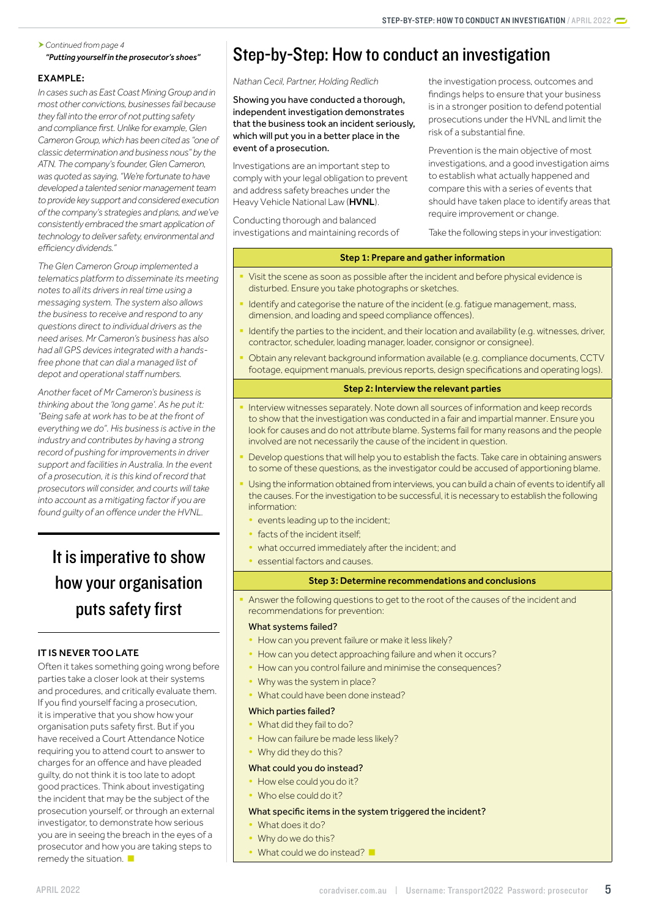*Continued from page 4*

***"Putting yourself in the prosecutor's shoes"***

**EXAMPLE:**

*In cases such as East Coast Mining Group and in most other convictions, businesses fail because they fall into the error of not putting safety and compliance first. Unlike for example, Glen Cameron Group, which has been cited as "one of classic determination and business nous" by the ATN. The company's founder, Glen Cameron, was quoted as saying, "We're fortunate to have developed a talented senior management team to provide key support and considered execution of the company's strategies and plans, and we've consistently embraced the smart application of technology to deliver safety, environmental and efficiency dividends."*

*The Glen Cameron Group implemented a telematics platform to disseminate its meeting notes to all its drivers in real time using a messaging system. The system also allows the business to receive and respond to any questions direct to individual drivers as the need arises. Mr Cameron's business has also had all GPS devices integrated with a hands-free phone that can dial a managed list of depot and operational staff numbers.*

*Another facet of Mr Cameron's business is thinking about the 'long game'. As he put it: "Being safe at work has to be at the front of everything we do". His business is active in the industry and contributes by having a strong record of pushing for improvements in driver support and facilities in Australia. In the event of a prosecution, it is this kind of record that prosecutors will consider, and courts will take into account as a mitigating factor if you are found guilty of an offence under the HVNL.*

> It is imperative to show how your organisation puts safety first

**IT IS NEVER TOO LATE**

Often it takes something going wrong before parties take a closer look at their systems and procedures, and critically evaluate them. If you find yourself facing a prosecution, it is imperative that you show how your organisation puts safety first. But if you have received a Court Attendance Notice requiring you to attend court to answer to charges for an offence and have pleaded guilty, do not think it is too late to adopt good practices. Think about investigating the incident that may be the subject of the prosecution yourself, or through an external investigator, to demonstrate how serious you are in seeing the breach in the eyes of a prosecutor and how you are taking steps to remedy the situation.

# Step-by-Step: How to conduct an investigation

*Nathan Cecil, Partner, Holding Redlich*

Showing you have conducted a thorough, independent investigation demonstrates that the business took an incident seriously, which will put you in a better place in the event of a prosecution.

Investigations are an important step to comply with your legal obligation to prevent and address safety breaches under the Heavy Vehicle National Law (**HVNL**).

Conducting thorough and balanced investigations and maintaining records of the investigation process, outcomes and findings helps to ensure that your business is in a stronger position to defend potential prosecutions under the HVNL and limit the risk of a substantial fine.

Prevention is the main objective of most investigations, and a good investigation aims to establish what actually happened and compare this with a series of events that should have taken place to identify areas that require improvement or change.

Take the following steps in your investigation:

**Step 1: Prepare and gather information**

- Visit the scene as soon as possible after the incident and before physical evidence is disturbed. Ensure you take photographs or sketches.
- Identify and categorise the nature of the incident (e.g. fatigue management, mass, dimension, and loading and speed compliance offences).
- Identify the parties to the incident, and their location and availability (e.g. witnesses, driver, contractor, scheduler, loading manager, loader, consignor or consignee).
- Obtain any relevant background information available (e.g. compliance documents, CCTV footage, equipment manuals, previous reports, design specifications and operating logs).

**Step 2: Interview the relevant parties**

- Interview witnesses separately. Note down all sources of information and keep records to show that the investigation was conducted in a fair and impartial manner. Ensure you look for causes and do not attribute blame. Systems fail for many reasons and the people involved are not necessarily the cause of the incident in question.
- Develop questions that will help you to establish the facts. Take care in obtaining answers to some of these questions, as the investigator could be accused of apportioning blame.
- Using the information obtained from interviews, you can build a chain of events to identify all the causes. For the investigation to be successful, it is necessary to establish the following information:
  - events leading up to the incident;
  - facts of the incident itself;
  - what occurred immediately after the incident; and
  - essential factors and causes.

**Step 3: Determine recommendations and conclusions**

- Answer the following questions to get to the root of the causes of the incident and recommendations for prevention:

**What systems failed?**

- How can you prevent failure or make it less likely?
- How can you detect approaching failure and when it occurs?
- How can you control failure and minimise the consequences?
- Why was the system in place?
- What could have been done instead?

**Which parties failed?**

- What did they fail to do?
- How can failure be made less likely?
- Why did they do this?

**What could you do instead?**

- How else could you do it?
- Who else could do it?

**What specific items in the system triggered the incident?**

- What does it do?
- Why do we do this?
- What could we do instead?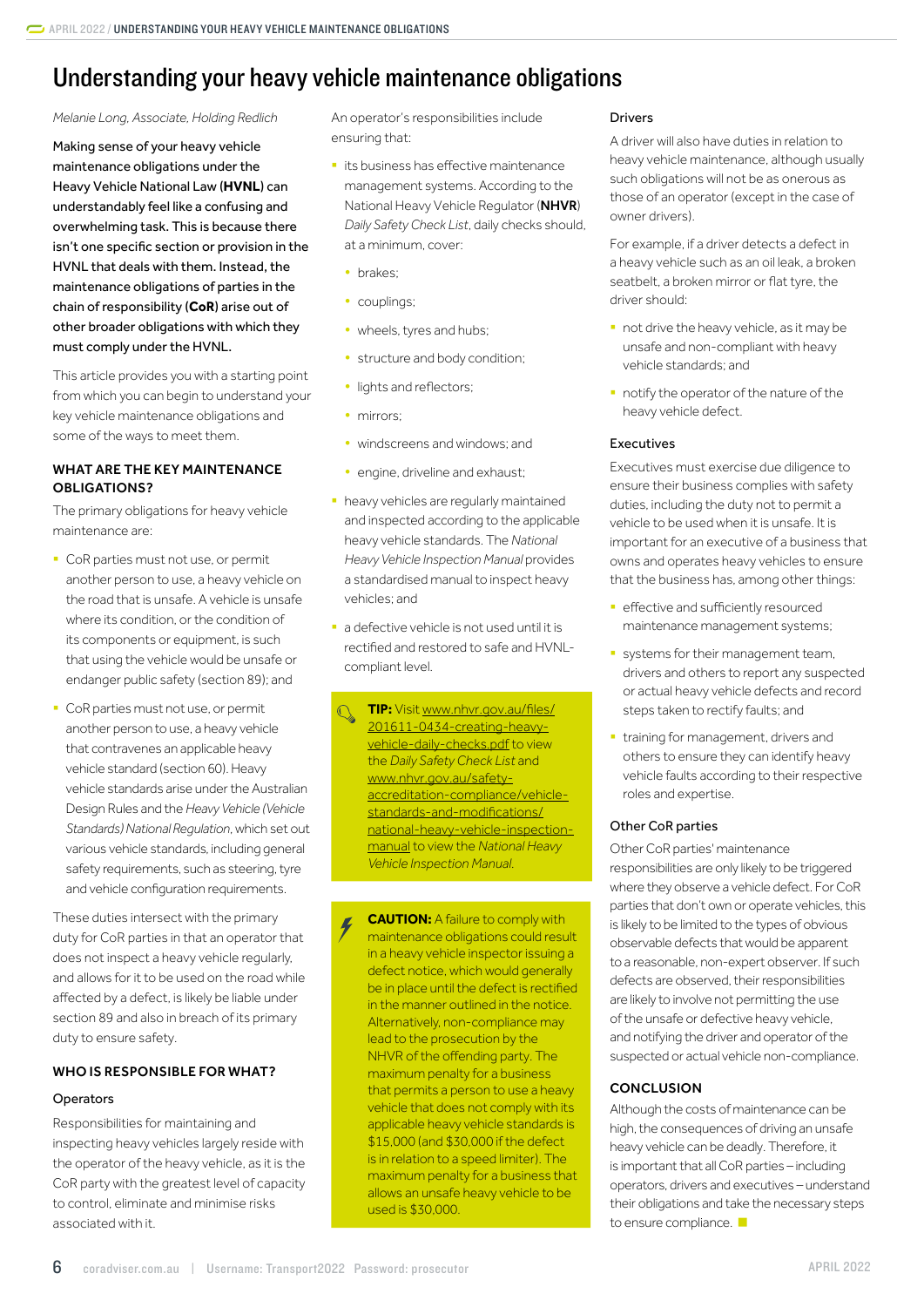# Understanding your heavy vehicle maintenance obligations

*Melanie Long, Associate, Holding Redlich*

Making sense of your heavy vehicle maintenance obligations under the Heavy Vehicle National Law (**HVNL**) can understandably feel like a confusing and overwhelming task. This is because there isn't one specific section or provision in the HVNL that deals with them. Instead, the maintenance obligations of parties in the chain of responsibility (**CoR**) arise out of other broader obligations with which they must comply under the HVNL.

This article provides you with a starting point from which you can begin to understand your key vehicle maintenance obligations and some of the ways to meet them.

## WHAT ARE THE KEY MAINTENANCE OBLIGATIONS?

The primary obligations for heavy vehicle maintenance are:

- CoR parties must not use, or permit another person to use, a heavy vehicle on the road that is unsafe. A vehicle is unsafe where its condition, or the condition of its components or equipment, is such that using the vehicle would be unsafe or endanger public safety (section 89); and
- CoR parties must not use, or permit another person to use, a heavy vehicle that contravenes an applicable heavy vehicle standard (section 60). Heavy vehicle standards arise under the Australian Design Rules and the *Heavy Vehicle (Vehicle Standards) National Regulation*, which set out various vehicle standards, including general safety requirements, such as steering, tyre and vehicle configuration requirements.

These duties intersect with the primary duty for CoR parties in that an operator that does not inspect a heavy vehicle regularly, and allows for it to be used on the road while affected by a defect, is likely be liable under section 89 and also in breach of its primary duty to ensure safety.

## WHO IS RESPONSIBLE FOR WHAT?

### Operators

Responsibilities for maintaining and inspecting heavy vehicles largely reside with the operator of the heavy vehicle, as it is the CoR party with the greatest level of capacity to control, eliminate and minimise risks associated with it.

An operator's responsibilities include ensuring that:

- its business has effective maintenance management systems. According to the National Heavy Vehicle Regulator (**NHVR**) *Daily Safety Check List*, daily checks should, at a minimum, cover:
  - brakes;
  - couplings;
  - wheels, tyres and hubs;
  - structure and body condition;
  - lights and reflectors;
  - mirrors;
  - windscreens and windows; and
  - engine, driveline and exhaust;
- heavy vehicles are regularly maintained and inspected according to the applicable heavy vehicle standards. The *National Heavy Vehicle Inspection Manual* provides a standardised manual to inspect heavy vehicles; and
- a defective vehicle is not used until it is rectified and restored to safe and HVNL-compliant level.

> **TIP:** Visit www.nhvr.gov.au/files/201611-0434-creating-heavy-vehicle-daily-checks.pdf to view the *Daily Safety Check List* and www.nhvr.gov.au/safety-accreditation-compliance/vehicle-standards-and-modifications/national-heavy-vehicle-inspection-manual to view the *National Heavy Vehicle Inspection Manual*.

> **CAUTION:** A failure to comply with maintenance obligations could result in a heavy vehicle inspector issuing a defect notice, which would generally be in place until the defect is rectified in the manner outlined in the notice. Alternatively, non-compliance may lead to the prosecution by the NHVR of the offending party. The maximum penalty for a business that permits a person to use a heavy vehicle that does not comply with its applicable heavy vehicle standards is $15,000 (and $30,000 if the defect is in relation to a speed limiter). The maximum penalty for a business that allows an unsafe heavy vehicle to be used is $30,000.

### Drivers

A driver will also have duties in relation to heavy vehicle maintenance, although usually such obligations will not be as onerous as those of an operator (except in the case of owner drivers).

For example, if a driver detects a defect in a heavy vehicle such as an oil leak, a broken seatbelt, a broken mirror or flat tyre, the driver should:

- not drive the heavy vehicle, as it may be unsafe and non-compliant with heavy vehicle standards; and
- notify the operator of the nature of the heavy vehicle defect.

### Executives

Executives must exercise due diligence to ensure their business complies with safety duties, including the duty not to permit a vehicle to be used when it is unsafe. It is important for an executive of a business that owns and operates heavy vehicles to ensure that the business has, among other things:

- effective and sufficiently resourced maintenance management systems;
- systems for their management team, drivers and others to report any suspected or actual heavy vehicle defects and record steps taken to rectify faults; and
- training for management, drivers and others to ensure they can identify heavy vehicle faults according to their respective roles and expertise.

### Other CoR parties

Other CoR parties' maintenance responsibilities are only likely to be triggered where they observe a vehicle defect. For CoR parties that don't own or operate vehicles, this is likely to be limited to the types of obvious observable defects that would be apparent to a reasonable, non-expert observer. If such defects are observed, their responsibilities are likely to involve not permitting the use of the unsafe or defective heavy vehicle, and notifying the driver and operator of the suspected or actual vehicle non-compliance.

## CONCLUSION

Although the costs of maintenance can be high, the consequences of driving an unsafe heavy vehicle can be deadly. Therefore, it is important that all CoR parties – including operators, drivers and executives – understand their obligations and take the necessary steps to ensure compliance.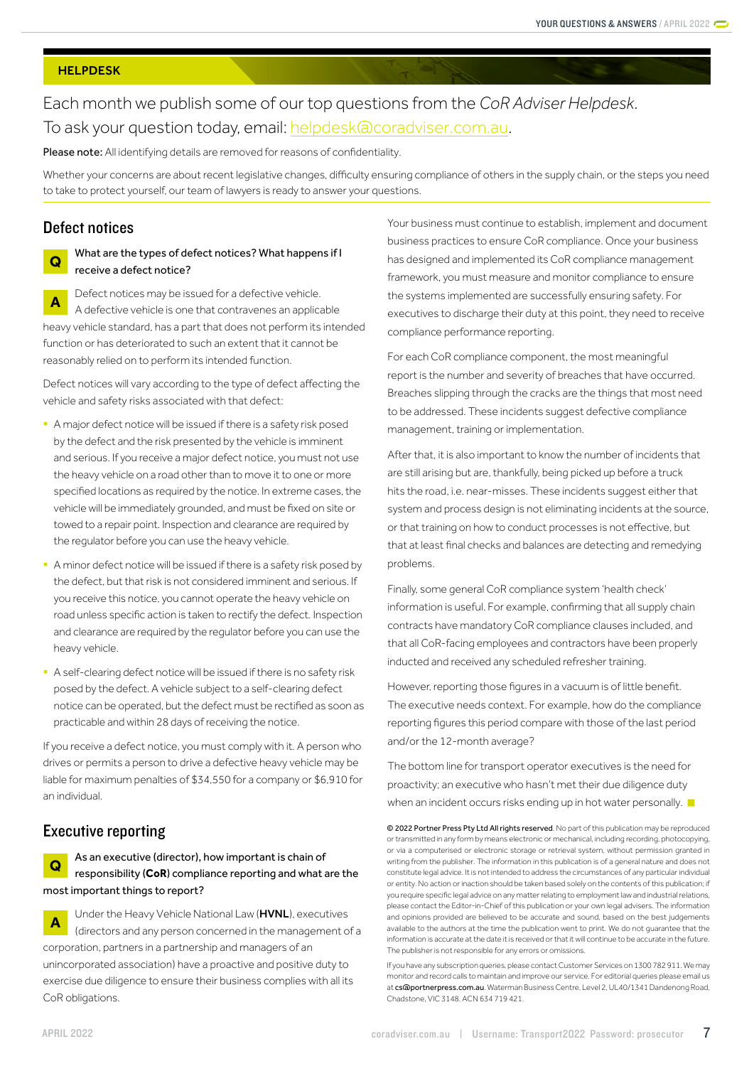## HELPDESK

Each month we publish some of our top questions from the *CoR Adviser Helpdesk*. To ask your question today, email: helpdesk@coradviser.com.au.

**Please note:** All identifying details are removed for reasons of confidentiality.

Whether your concerns are about recent legislative changes, difficulty ensuring compliance of others in the supply chain, or the steps you need to take to protect yourself, our team of lawyers is ready to answer your questions.

## Defect notices

**Q** What are the types of defect notices? What happens if I receive a defect notice?

**A** Defect notices may be issued for a defective vehicle. A defective vehicle is one that contravenes an applicable heavy vehicle standard, has a part that does not perform its intended function or has deteriorated to such an extent that it cannot be reasonably relied on to perform its intended function.

Defect notices will vary according to the type of defect affecting the vehicle and safety risks associated with that defect:

- A major defect notice will be issued if there is a safety risk posed by the defect and the risk presented by the vehicle is imminent and serious. If you receive a major defect notice, you must not use the heavy vehicle on a road other than to move it to one or more specified locations as required by the notice. In extreme cases, the vehicle will be immediately grounded, and must be fixed on site or towed to a repair point. Inspection and clearance are required by the regulator before you can use the heavy vehicle.
- A minor defect notice will be issued if there is a safety risk posed by the defect, but that risk is not considered imminent and serious. If you receive this notice, you cannot operate the heavy vehicle on road unless specific action is taken to rectify the defect. Inspection and clearance are required by the regulator before you can use the heavy vehicle.
- A self-clearing defect notice will be issued if there is no safety risk posed by the defect. A vehicle subject to a self-clearing defect notice can be operated, but the defect must be rectified as soon as practicable and within 28 days of receiving the notice.

If you receive a defect notice, you must comply with it. A person who drives or permits a person to drive a defective heavy vehicle may be liable for maximum penalties of $34,550 for a company or $6,910 for an individual.

## Executive reporting

**Q** As an executive (director), how important is chain of responsibility (**CoR**) compliance reporting and what are the most important things to report?

**A** Under the Heavy Vehicle National Law (**HVNL**), executives (directors and any person concerned in the management of a corporation, partners in a partnership and managers of an unincorporated association) have a proactive and positive duty to exercise due diligence to ensure their business complies with all its CoR obligations.

Your business must continue to establish, implement and document business practices to ensure CoR compliance. Once your business has designed and implemented its CoR compliance management framework, you must measure and monitor compliance to ensure the systems implemented are successfully ensuring safety. For executives to discharge their duty at this point, they need to receive compliance performance reporting.

For each CoR compliance component, the most meaningful report is the number and severity of breaches that have occurred. Breaches slipping through the cracks are the things that most need to be addressed. These incidents suggest defective compliance management, training or implementation.

After that, it is also important to know the number of incidents that are still arising but are, thankfully, being picked up before a truck hits the road, i.e. near-misses. These incidents suggest either that system and process design is not eliminating incidents at the source, or that training on how to conduct processes is not effective, but that at least final checks and balances are detecting and remedying problems.

Finally, some general CoR compliance system 'health check' information is useful. For example, confirming that all supply chain contracts have mandatory CoR compliance clauses included, and that all CoR-facing employees and contractors have been properly inducted and received any scheduled refresher training.

However, reporting those figures in a vacuum is of little benefit. The executive needs context. For example, how do the compliance reporting figures this period compare with those of the last period and/or the 12-month average?

The bottom line for transport operator executives is the need for proactivity; an executive who hasn't met their due diligence duty when an incident occurs risks ending up in hot water personally.

**© 2022 Portner Press Pty Ltd All rights reserved**. No part of this publication may be reproduced or transmitted in any form by means electronic or mechanical, including recording, photocopying, or via a computerised or electronic storage or retrieval system, without permission granted in writing from the publisher. The information in this publication is of a general nature and does not constitute legal advice. It is not intended to address the circumstances of any particular individual or entity. No action or inaction should be taken based solely on the contents of this publication; if you require specific legal advice on any matter relating to employment law and industrial relations, please contact the Editor-in-Chief of this publication or your own legal advisers. The information and opinions provided are believed to be accurate and sound, based on the best judgements available to the authors at the time the publication went to print. We do not guarantee that the information is accurate at the date it is received or that it will continue to be accurate in the future. The publisher is not responsible for any errors or omissions.

If you have any subscription queries, please contact Customer Services on 1300 782 911. We may monitor and record calls to maintain and improve our service. For editorial queries please email us at **cs@portnerpress.com.au**. Waterman Business Centre, Level 2, UL40/1341 Dandenong Road, Chadstone, VIC 3148. ACN 634 719 421.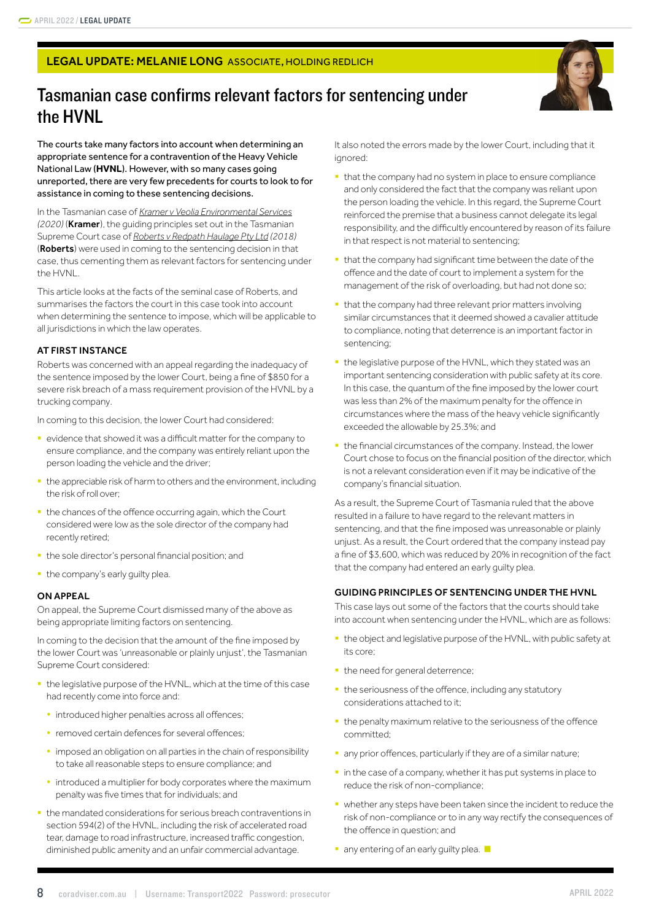## LEGAL UPDATE: MELANIE LONG ASSOCIATE, HOLDING REDLICH

# Tasmanian case confirms relevant factors for sentencing under the HVNL

**The courts take many factors into account when determining an appropriate sentence for a contravention of the Heavy Vehicle National Law (HVNL). However, with so many cases going unreported, there are very few precedents for courts to look to for assistance in coming to these sentencing decisions.**

In the Tasmanian case of *Kramer v Veolia Environmental Services (2020)* (**Kramer**), the guiding principles set out in the Tasmanian Supreme Court case of *Roberts v Redpath Haulage Pty Ltd (2018)* (**Roberts**) were used in coming to the sentencing decision in that case, thus cementing them as relevant factors for sentencing under the HVNL.

This article looks at the facts of the seminal case of Roberts, and summarises the factors the court in this case took into account when determining the sentence to impose, which will be applicable to all jurisdictions in which the law operates.

### AT FIRST INSTANCE

Roberts was concerned with an appeal regarding the inadequacy of the sentence imposed by the lower Court, being a fine of $850 for a severe risk breach of a mass requirement provision of the HVNL by a trucking company.

In coming to this decision, the lower Court had considered:

- evidence that showed it was a difficult matter for the company to ensure compliance, and the company was entirely reliant upon the person loading the vehicle and the driver;
- the appreciable risk of harm to others and the environment, including the risk of roll over;
- the chances of the offence occurring again, which the Court considered were low as the sole director of the company had recently retired;
- the sole director's personal financial position; and
- the company's early guilty plea.

### ON APPEAL

On appeal, the Supreme Court dismissed many of the above as being appropriate limiting factors on sentencing.

In coming to the decision that the amount of the fine imposed by the lower Court was 'unreasonable or plainly unjust', the Tasmanian Supreme Court considered:

- the legislative purpose of the HVNL, which at the time of this case had recently come into force and:
  - introduced higher penalties across all offences;
  - removed certain defences for several offences;
  - imposed an obligation on all parties in the chain of responsibility to take all reasonable steps to ensure compliance; and
  - introduced a multiplier for body corporates where the maximum penalty was five times that for individuals; and
- the mandated considerations for serious breach contraventions in section 594(2) of the HVNL, including the risk of accelerated road tear, damage to road infrastructure, increased traffic congestion, diminished public amenity and an unfair commercial advantage.

It also noted the errors made by the lower Court, including that it ignored:

- that the company had no system in place to ensure compliance and only considered the fact that the company was reliant upon the person loading the vehicle. In this regard, the Supreme Court reinforced the premise that a business cannot delegate its legal responsibility, and the difficulty encountered by reason of its failure in that respect is not material to sentencing;
- that the company had significant time between the date of the offence and the date of court to implement a system for the management of the risk of overloading, but had not done so;
- that the company had three relevant prior matters involving similar circumstances that it deemed showed a cavalier attitude to compliance, noting that deterrence is an important factor in sentencing;
- the legislative purpose of the HVNL, which they stated was an important sentencing consideration with public safety at its core. In this case, the quantum of the fine imposed by the lower court was less than 2% of the maximum penalty for the offence in circumstances where the mass of the heavy vehicle significantly exceeded the allowable by 25.3%; and
- the financial circumstances of the company. Instead, the lower Court chose to focus on the financial position of the director, which is not a relevant consideration even if it may be indicative of the company's financial situation.

As a result, the Supreme Court of Tasmania ruled that the above resulted in a failure to have regard to the relevant matters in sentencing, and that the fine imposed was unreasonable or plainly unjust. As a result, the Court ordered that the company instead pay a fine of $3,600, which was reduced by 20% in recognition of the fact that the company had entered an early guilty plea.

### GUIDING PRINCIPLES OF SENTENCING UNDER THE HVNL

This case lays out some of the factors that the courts should take into account when sentencing under the HVNL, which are as follows:

- the object and legislative purpose of the HVNL, with public safety at its core;
- the need for general deterrence;
- the seriousness of the offence, including any statutory considerations attached to it;
- the penalty maximum relative to the seriousness of the offence committed;
- any prior offences, particularly if they are of a similar nature;
- in the case of a company, whether it has put systems in place to reduce the risk of non-compliance;
- whether any steps have been taken since the incident to reduce the risk of non-compliance or to in any way rectify the consequences of the offence in question; and
- any entering of an early guilty plea.